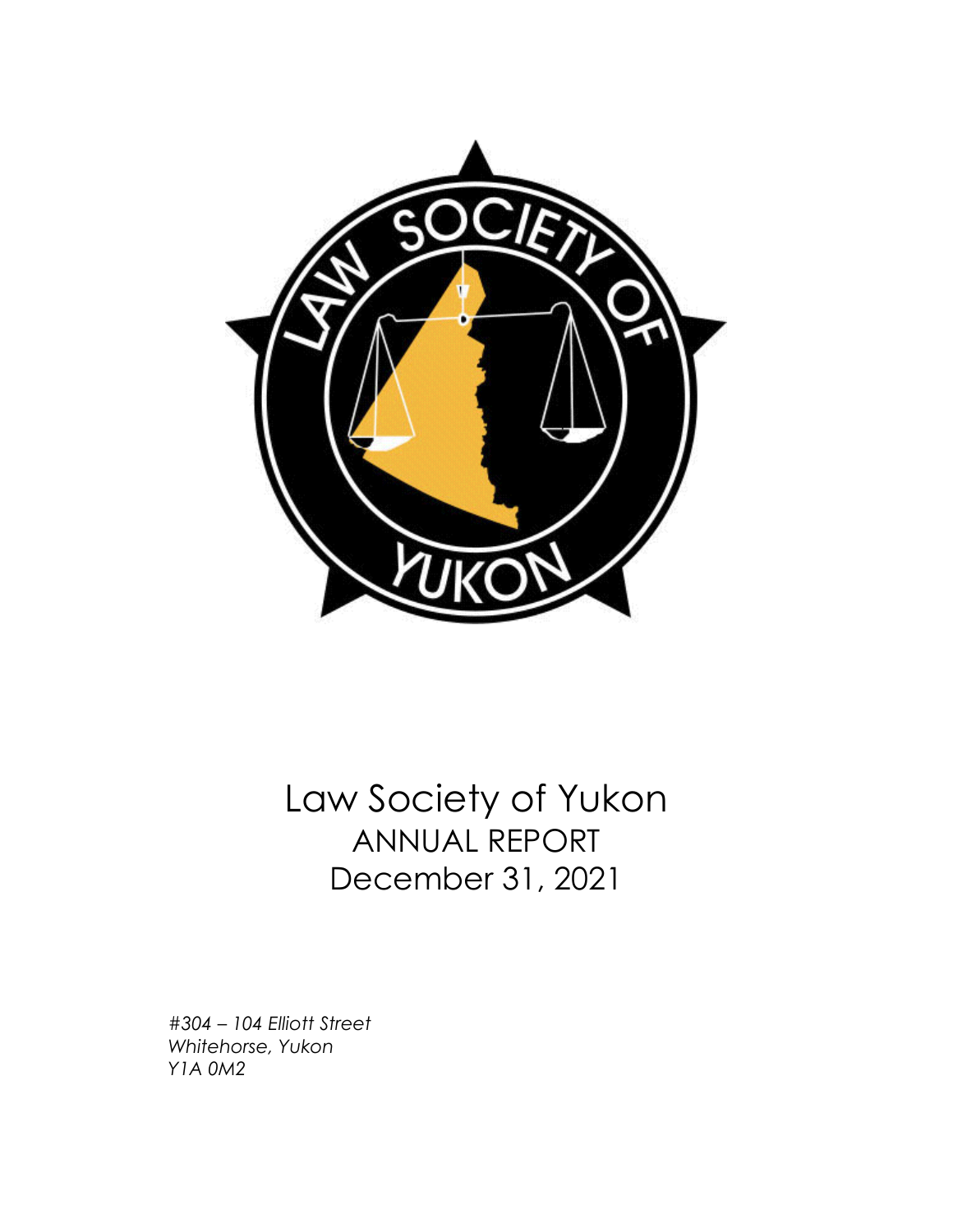# Law Society of Yukon

## ANNUAL REPORT

## December 31, 2021

*#304 – 104 Elliott Street*
*Whitehorse, Yukon*
*Y1A 0M2*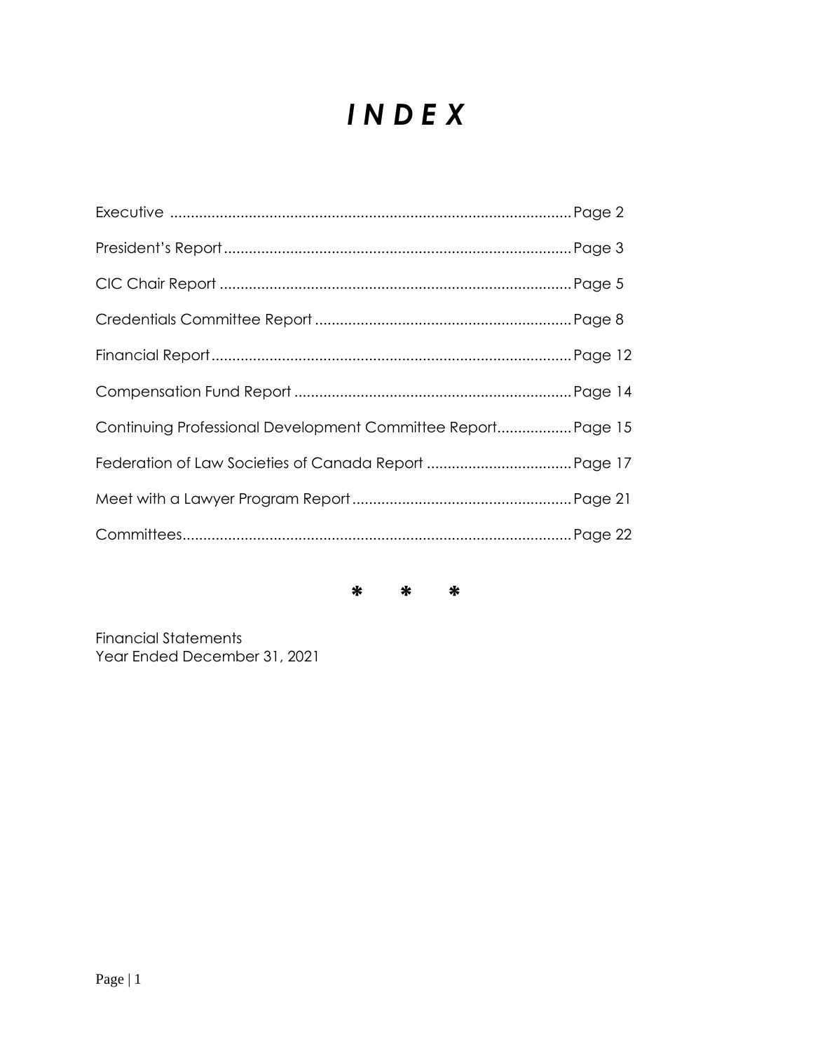# *I N D E X*

| | |
|---|---|
| Executive | Page 2 |
| President's Report | Page 3 |
| CIC Chair Report | Page 5 |
| Credentials Committee Report | Page 8 |
| Financial Report | Page 12 |
| Compensation Fund Report | Page 14 |
| Continuing Professional Development Committee Report | Page 15 |
| Federation of Law Societies of Canada Report | Page 17 |
| Meet with a Lawyer Program Report | Page 21 |
| Committees | Page 22 |

\* \* \*

Financial Statements
Year Ended December 31, 2021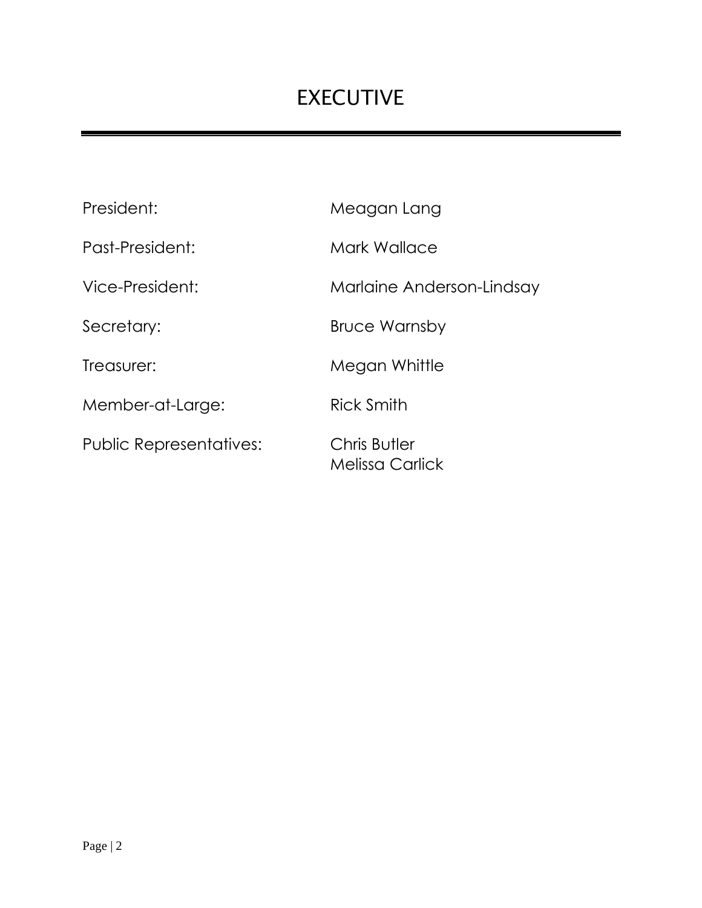# EXECUTIVE

| | |
|---|---|
| President: | Meagan Lang |
| Past-President: | Mark Wallace |
| Vice-President: | Marlaine Anderson-Lindsay |
| Secretary: | Bruce Warnsby |
| Treasurer: | Megan Whittle |
| Member-at-Large: | Rick Smith |
| Public Representatives: | Chris Butler<br>Melissa Carlick |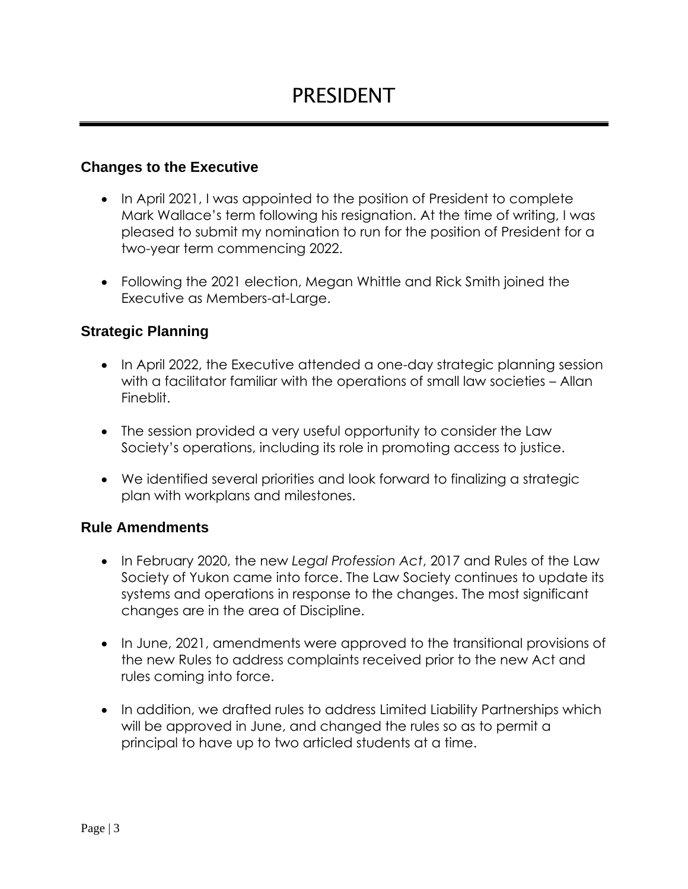# PRESIDENT

## Changes to the Executive

- In April 2021, I was appointed to the position of President to complete Mark Wallace's term following his resignation. At the time of writing, I was pleased to submit my nomination to run for the position of President for a two-year term commencing 2022.
- Following the 2021 election, Megan Whittle and Rick Smith joined the Executive as Members-at-Large.

## Strategic Planning

- In April 2022, the Executive attended a one-day strategic planning session with a facilitator familiar with the operations of small law societies – Allan Fineblit.
- The session provided a very useful opportunity to consider the Law Society's operations, including its role in promoting access to justice.
- We identified several priorities and look forward to finalizing a strategic plan with workplans and milestones.

## Rule Amendments

- In February 2020, the new *Legal Profession Act*, 2017 and Rules of the Law Society of Yukon came into force. The Law Society continues to update its systems and operations in response to the changes. The most significant changes are in the area of Discipline.
- In June, 2021, amendments were approved to the transitional provisions of the new Rules to address complaints received prior to the new Act and rules coming into force.
- In addition, we drafted rules to address Limited Liability Partnerships which will be approved in June, and changed the rules so as to permit a principal to have up to two articled students at a time.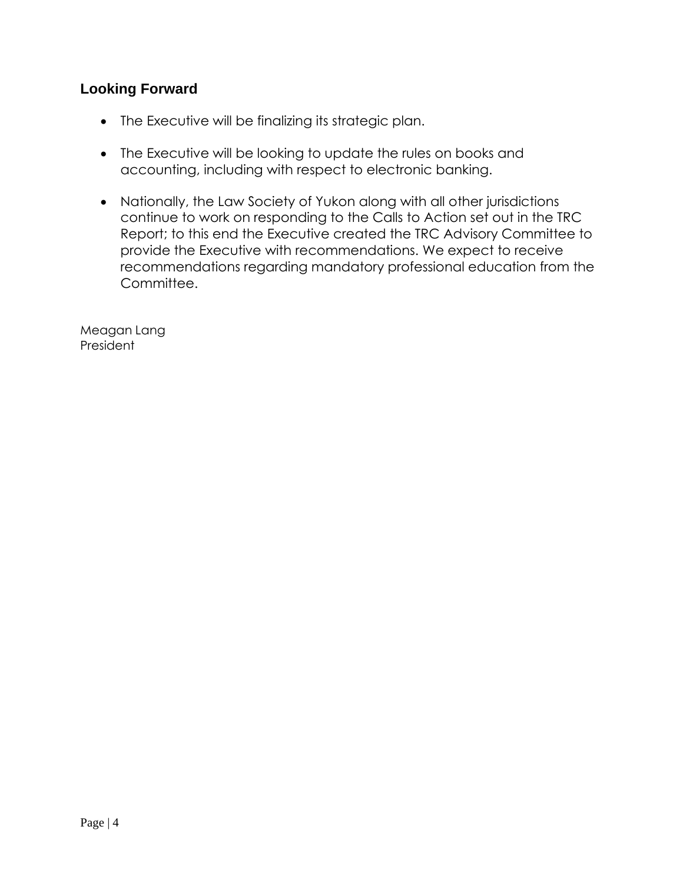## Looking Forward

- The Executive will be finalizing its strategic plan.

- The Executive will be looking to update the rules on books and accounting, including with respect to electronic banking.

- Nationally, the Law Society of Yukon along with all other jurisdictions continue to work on responding to the Calls to Action set out in the TRC Report; to this end the Executive created the TRC Advisory Committee to provide the Executive with recommendations. We expect to receive recommendations regarding mandatory professional education from the Committee.

Meagan Lang
President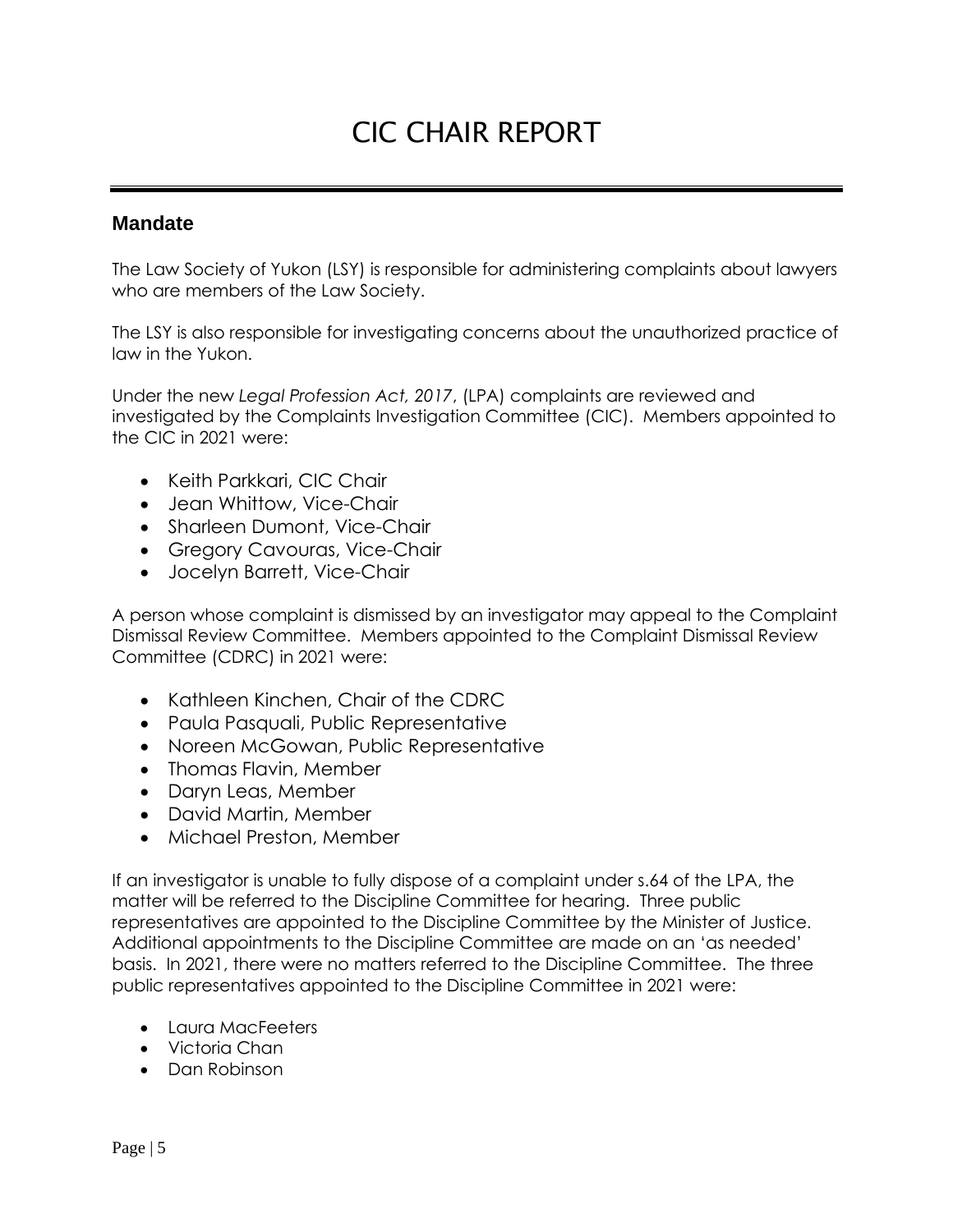# CIC CHAIR REPORT

## Mandate

The Law Society of Yukon (LSY) is responsible for administering complaints about lawyers who are members of the Law Society.

The LSY is also responsible for investigating concerns about the unauthorized practice of law in the Yukon.

Under the new *Legal Profession Act, 2017*, (LPA) complaints are reviewed and investigated by the Complaints Investigation Committee (CIC). Members appointed to the CIC in 2021 were:

- Keith Parkkari, CIC Chair
- Jean Whittow, Vice-Chair
- Sharleen Dumont, Vice-Chair
- Gregory Cavouras, Vice-Chair
- Jocelyn Barrett, Vice-Chair

A person whose complaint is dismissed by an investigator may appeal to the Complaint Dismissal Review Committee. Members appointed to the Complaint Dismissal Review Committee (CDRC) in 2021 were:

- Kathleen Kinchen, Chair of the CDRC
- Paula Pasquali, Public Representative
- Noreen McGowan, Public Representative
- Thomas Flavin, Member
- Daryn Leas, Member
- David Martin, Member
- Michael Preston, Member

If an investigator is unable to fully dispose of a complaint under s.64 of the LPA, the matter will be referred to the Discipline Committee for hearing. Three public representatives are appointed to the Discipline Committee by the Minister of Justice. Additional appointments to the Discipline Committee are made on an 'as needed' basis. In 2021, there were no matters referred to the Discipline Committee. The three public representatives appointed to the Discipline Committee in 2021 were:

- Laura MacFeeters
- Victoria Chan
- Dan Robinson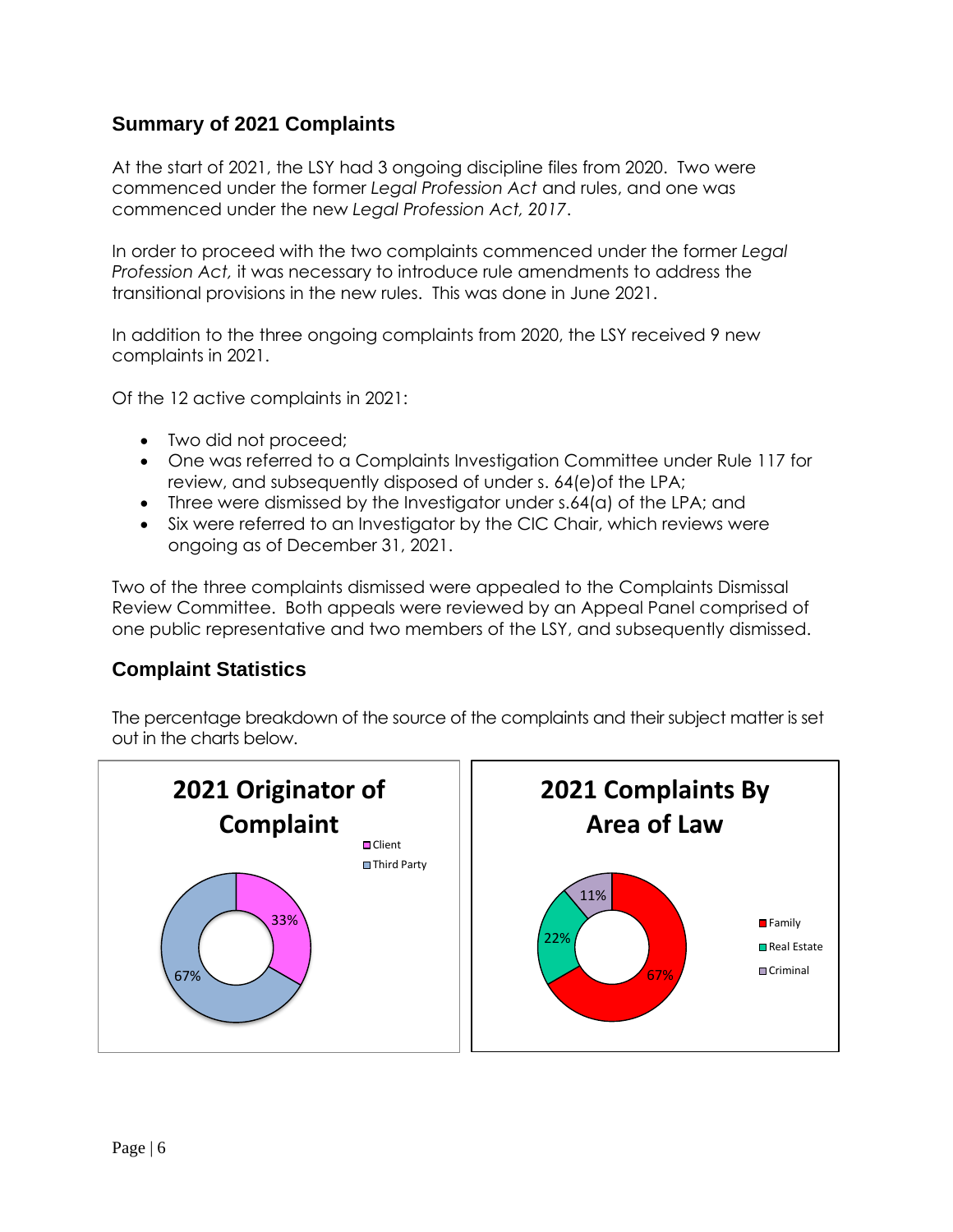## Summary of 2021 Complaints

At the start of 2021, the LSY had 3 ongoing discipline files from 2020. Two were commenced under the former *Legal Profession Act* and rules, and one was commenced under the new *Legal Profession Act, 2017*.

In order to proceed with the two complaints commenced under the former *Legal Profession Act,* it was necessary to introduce rule amendments to address the transitional provisions in the new rules. This was done in June 2021.

In addition to the three ongoing complaints from 2020, the LSY received 9 new complaints in 2021.

Of the 12 active complaints in 2021:

- Two did not proceed;
- One was referred to a Complaints Investigation Committee under Rule 117 for review, and subsequently disposed of under s. 64(e)of the LPA;
- Three were dismissed by the Investigator under s.64(a) of the LPA; and
- Six were referred to an Investigator by the CIC Chair, which reviews were ongoing as of December 31, 2021.

Two of the three complaints dismissed were appealed to the Complaints Dismissal Review Committee. Both appeals were reviewed by an Appeal Panel comprised of one public representative and two members of the LSY, and subsequently dismissed.

## Complaint Statistics

The percentage breakdown of the source of the complaints and their subject matter is set out in the charts below.

**2021 Originator of Complaint**

| Originator | Percentage |
|---|---|
| Client | 33% |
| Third Party | 67% |

**2021 Complaints By Area of Law**

| Area of Law | Percentage |
|---|---|
| Family | 67% |
| Real Estate | 22% |
| Criminal | 11% |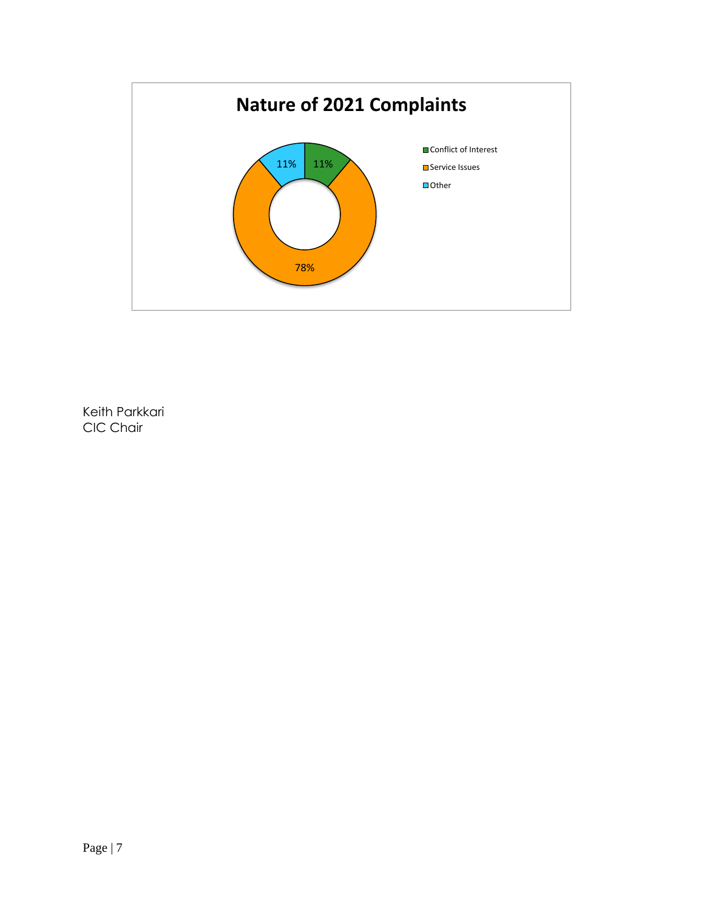**Nature of 2021 Complaints**

| Category | Percentage |
|---|---|
| Conflict of Interest | 11% |
| Service Issues | 78% |
| Other | 11% |

Keith Parkkari
CIC Chair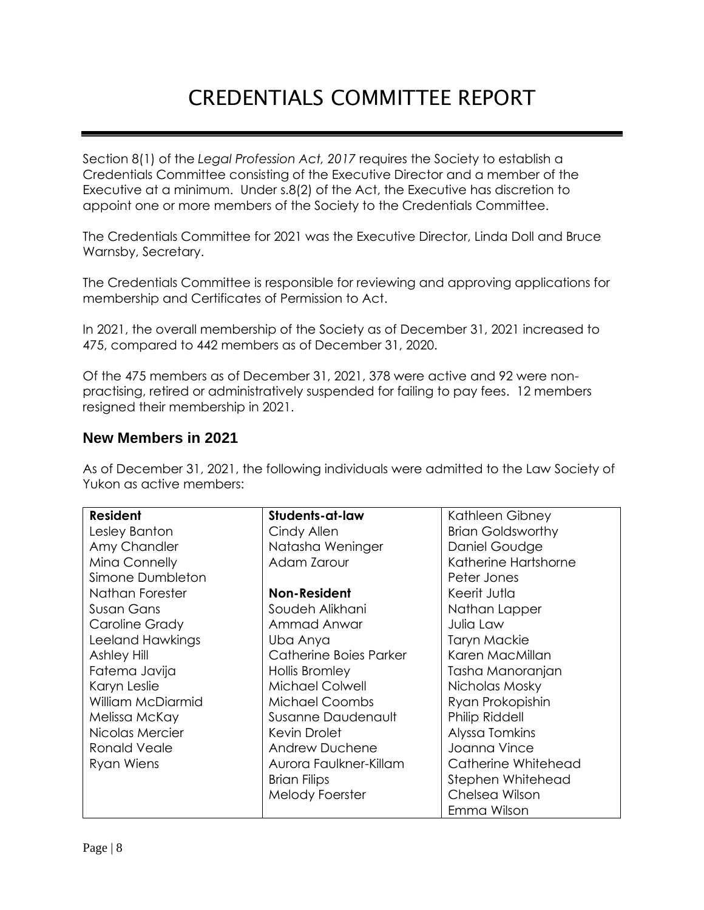# CREDENTIALS COMMITTEE REPORT

Section 8(1) of the *Legal Profession Act, 2017* requires the Society to establish a Credentials Committee consisting of the Executive Director and a member of the Executive at a minimum. Under s.8(2) of the Act, the Executive has discretion to appoint one or more members of the Society to the Credentials Committee.

The Credentials Committee for 2021 was the Executive Director, Linda Doll and Bruce Warnsby, Secretary.

The Credentials Committee is responsible for reviewing and approving applications for membership and Certificates of Permission to Act.

In 2021, the overall membership of the Society as of December 31, 2021 increased to 475, compared to 442 members as of December 31, 2020.

Of the 475 members as of December 31, 2021, 378 were active and 92 were non-practising, retired or administratively suspended for failing to pay fees. 12 members resigned their membership in 2021.

## New Members in 2021

As of December 31, 2021, the following individuals were admitted to the Law Society of Yukon as active members:

| **Resident** | **Students-at-law** | Kathleen Gibney |
|---|---|---|
| Lesley Banton | Cindy Allen | Brian Goldsworthy |
| Amy Chandler | Natasha Weninger | Daniel Goudge |
| Mina Connelly | Adam Zarour | Katherine Hartshorne |
| Simone Dumbleton | | Peter Jones |
| Nathan Forester | **Non-Resident** | Keerit Jutla |
| Susan Gans | Soudeh Alikhani | Nathan Lapper |
| Caroline Grady | Ammad Anwar | Julia Law |
| Leeland Hawkings | Uba Anya | Taryn Mackie |
| Ashley Hill | Catherine Boies Parker | Karen MacMillan |
| Fatema Javija | Hollis Bromley | Tasha Manoranjan |
| Karyn Leslie | Michael Colwell | Nicholas Mosky |
| William McDiarmid | Michael Coombs | Ryan Prokopishin |
| Melissa McKay | Susanne Daudenault | Philip Riddell |
| Nicolas Mercier | Kevin Drolet | Alyssa Tomkins |
| Ronald Veale | Andrew Duchene | Joanna Vince |
| Ryan Wiens | Aurora Faulkner-Killam | Catherine Whitehead |
| | Brian Filips | Stephen Whitehead |
| | Melody Foerster | Chelsea Wilson |
| | | Emma Wilson |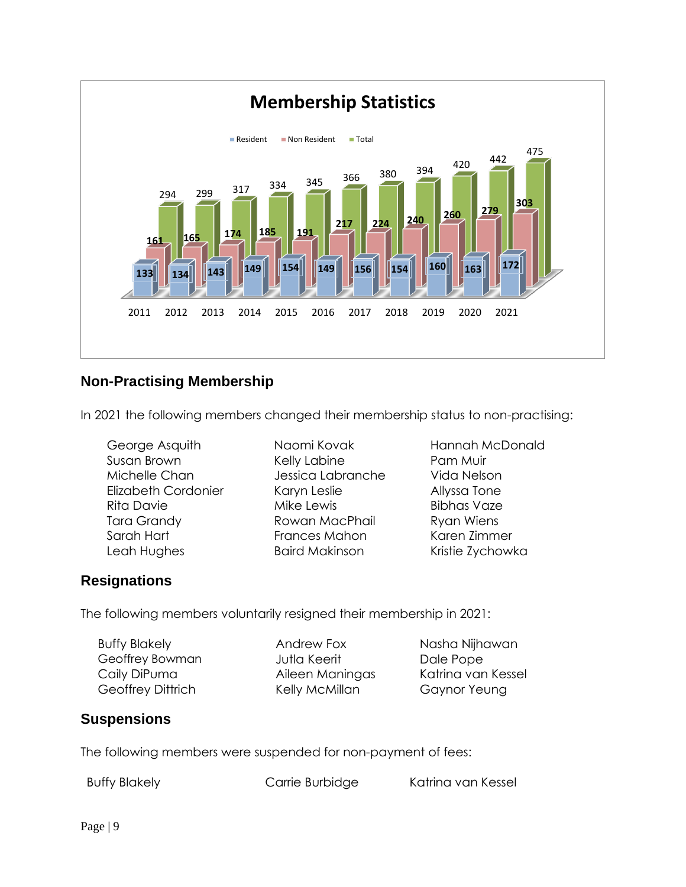**Membership Statistics**

| Year | Resident | Non Resident | Total |
|---|---|---|---|
| 2011 | 133 | 161 | 294 |
| 2012 | 134 | 165 | 299 |
| 2013 | 143 | 174 | 317 |
| 2014 | 149 | 185 | 334 |
| 2015 | 154 | 191 | 345 |
| 2016 | 149 | 217 | 366 |
| 2017 | 156 | 224 | 380 |
| 2018 | 154 | 240 | 394 |
| 2019 | 160 | 260 | 420 |
| 2020 | 163 | 279 | 442 |
| 2021 | 172 | 303 | 475 |

## Non-Practising Membership

In 2021 the following members changed their membership status to non-practising:

- George Asquith
- Susan Brown
- Michelle Chan
- Elizabeth Cordonier
- Rita Davie
- Tara Grandy
- Sarah Hart
- Leah Hughes
- Naomi Kovak
- Kelly Labine
- Jessica Labranche
- Karyn Leslie
- Mike Lewis
- Rowan MacPhail
- Frances Mahon
- Baird Makinson
- Hannah McDonald
- Pam Muir
- Vida Nelson
- Allyssa Tone
- Bibhas Vaze
- Ryan Wiens
- Karen Zimmer
- Kristie Zychowka

## Resignations

The following members voluntarily resigned their membership in 2021:

- Buffy Blakely
- Geoffrey Bowman
- Caily DiPuma
- Geoffrey Dittrich
- Andrew Fox
- Jutla Keerit
- Aileen Maningas
- Kelly McMillan
- Nasha Nijhawan
- Dale Pope
- Katrina van Kessel
- Gaynor Yeung

## Suspensions

The following members were suspended for non-payment of fees:

- Buffy Blakely
- Carrie Burbidge
- Katrina van Kessel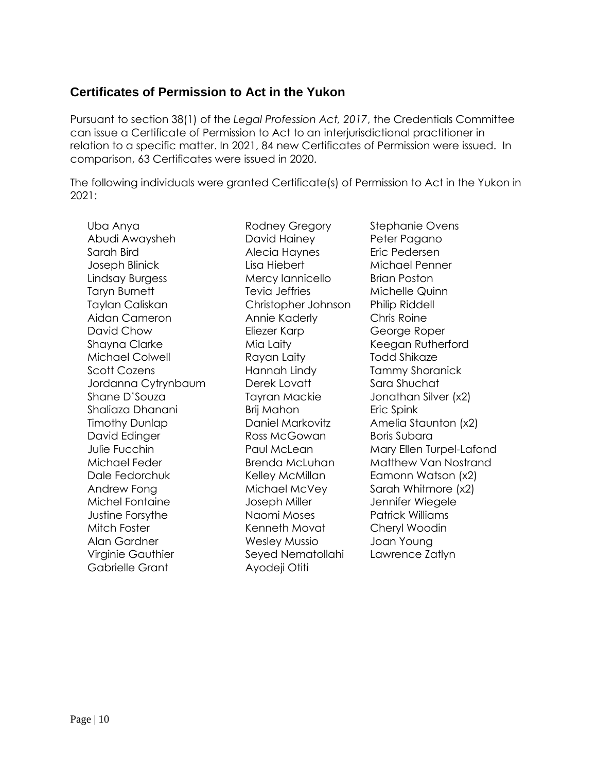## Certificates of Permission to Act in the Yukon

Pursuant to section 38(1) of the *Legal Profession Act, 2017*, the Credentials Committee can issue a Certificate of Permission to Act to an interjurisdictional practitioner in relation to a specific matter. In 2021, 84 new Certificates of Permission were issued. In comparison, 63 Certificates were issued in 2020.

The following individuals were granted Certificate(s) of Permission to Act in the Yukon in 2021:

Uba Anya
Abudi Awaysheh
Sarah Bird
Joseph Blinick
Lindsay Burgess
Taryn Burnett
Taylan Caliskan
Aidan Cameron
David Chow
Shayna Clarke
Michael Colwell
Scott Cozens
Jordanna Cytrynbaum
Shane D'Souza
Shaliaza Dhanani
Timothy Dunlap
David Edinger
Julie Fucchin
Michael Feder
Dale Fedorchuk
Andrew Fong
Michel Fontaine
Justine Forsythe
Mitch Foster
Alan Gardner
Virginie Gauthier
Gabrielle Grant
Rodney Gregory
David Hainey
Alecia Haynes
Lisa Hiebert
Mercy Iannicello
Tevia Jeffries
Christopher Johnson
Annie Kaderly
Eliezer Karp
Mia Laity
Rayan Laity
Hannah Lindy
Derek Lovatt
Tayran Mackie
Brij Mahon
Daniel Markovitz
Ross McGowan
Paul McLean
Brenda McLuhan
Kelley McMillan
Michael McVey
Joseph Miller
Naomi Moses
Kenneth Movat
Wesley Mussio
Seyed Nematollahi
Ayodeji Otiti
Stephanie Ovens
Peter Pagano
Eric Pedersen
Michael Penner
Brian Poston
Michelle Quinn
Philip Riddell
Chris Roine
George Roper
Keegan Rutherford
Todd Shikaze
Tammy Shoranick
Sara Shuchat
Jonathan Silver (x2)
Eric Spink
Amelia Staunton (x2)
Boris Subara
Mary Ellen Turpel-Lafond
Matthew Van Nostrand
Eamonn Watson (x2)
Sarah Whitmore (x2)
Jennifer Wiegele
Patrick Williams
Cheryl Woodin
Joan Young
Lawrence Zatlyn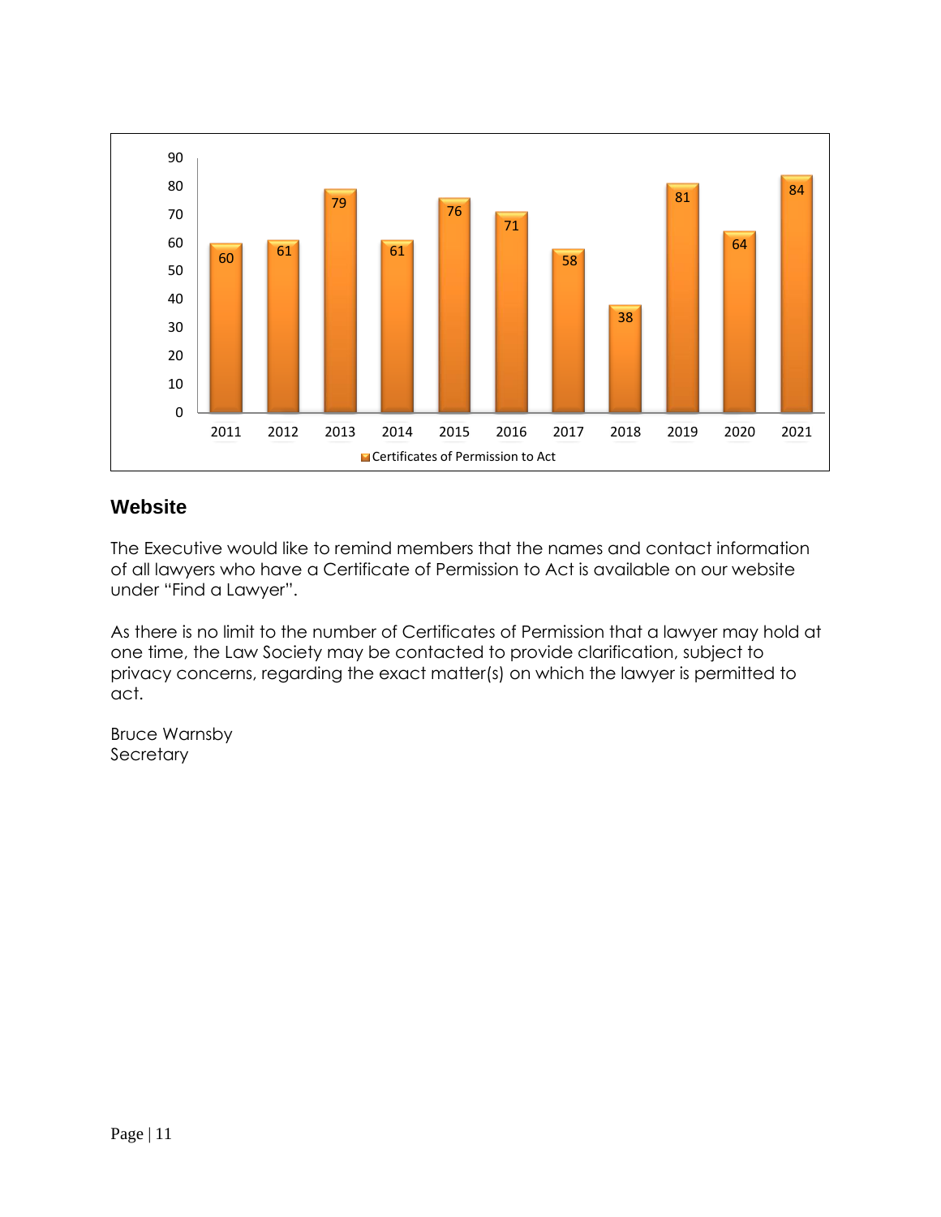| Year | Certificates of Permission to Act |
| --- | --- |
| 2011 | 60 |
| 2012 | 61 |
| 2013 | 79 |
| 2014 | 61 |
| 2015 | 76 |
| 2016 | 71 |
| 2017 | 58 |
| 2018 | 38 |
| 2019 | 81 |
| 2020 | 64 |
| 2021 | 84 |

## Website

The Executive would like to remind members that the names and contact information of all lawyers who have a Certificate of Permission to Act is available on our website under "Find a Lawyer".

As there is no limit to the number of Certificates of Permission that a lawyer may hold at one time, the Law Society may be contacted to provide clarification, subject to privacy concerns, regarding the exact matter(s) on which the lawyer is permitted to act.

Bruce Warnsby
Secretary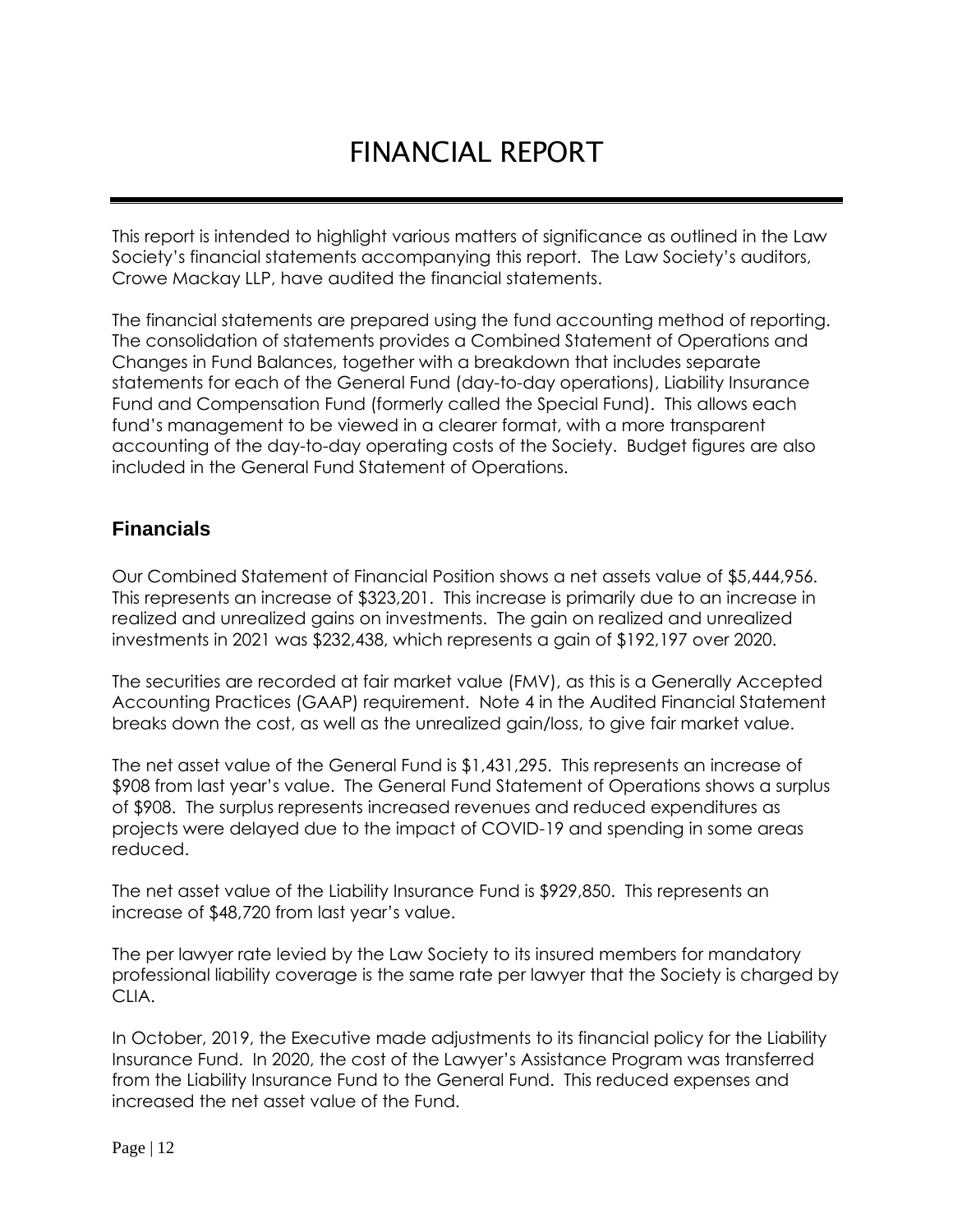# FINANCIAL REPORT

This report is intended to highlight various matters of significance as outlined in the Law Society's financial statements accompanying this report. The Law Society's auditors, Crowe Mackay LLP, have audited the financial statements.

The financial statements are prepared using the fund accounting method of reporting. The consolidation of statements provides a Combined Statement of Operations and Changes in Fund Balances, together with a breakdown that includes separate statements for each of the General Fund (day-to-day operations), Liability Insurance Fund and Compensation Fund (formerly called the Special Fund). This allows each fund's management to be viewed in a clearer format, with a more transparent accounting of the day-to-day operating costs of the Society. Budget figures are also included in the General Fund Statement of Operations.

## Financials

Our Combined Statement of Financial Position shows a net assets value of $5,444,956. This represents an increase of $323,201. This increase is primarily due to an increase in realized and unrealized gains on investments. The gain on realized and unrealized investments in 2021 was $232,438, which represents a gain of $192,197 over 2020.

The securities are recorded at fair market value (FMV), as this is a Generally Accepted Accounting Practices (GAAP) requirement. Note 4 in the Audited Financial Statement breaks down the cost, as well as the unrealized gain/loss, to give fair market value.

The net asset value of the General Fund is $1,431,295. This represents an increase of $908 from last year's value. The General Fund Statement of Operations shows a surplus of $908. The surplus represents increased revenues and reduced expenditures as projects were delayed due to the impact of COVID-19 and spending in some areas reduced.

The net asset value of the Liability Insurance Fund is $929,850. This represents an increase of $48,720 from last year's value.

The per lawyer rate levied by the Law Society to its insured members for mandatory professional liability coverage is the same rate per lawyer that the Society is charged by CLIA.

In October, 2019, the Executive made adjustments to its financial policy for the Liability Insurance Fund. In 2020, the cost of the Lawyer's Assistance Program was transferred from the Liability Insurance Fund to the General Fund. This reduced expenses and increased the net asset value of the Fund.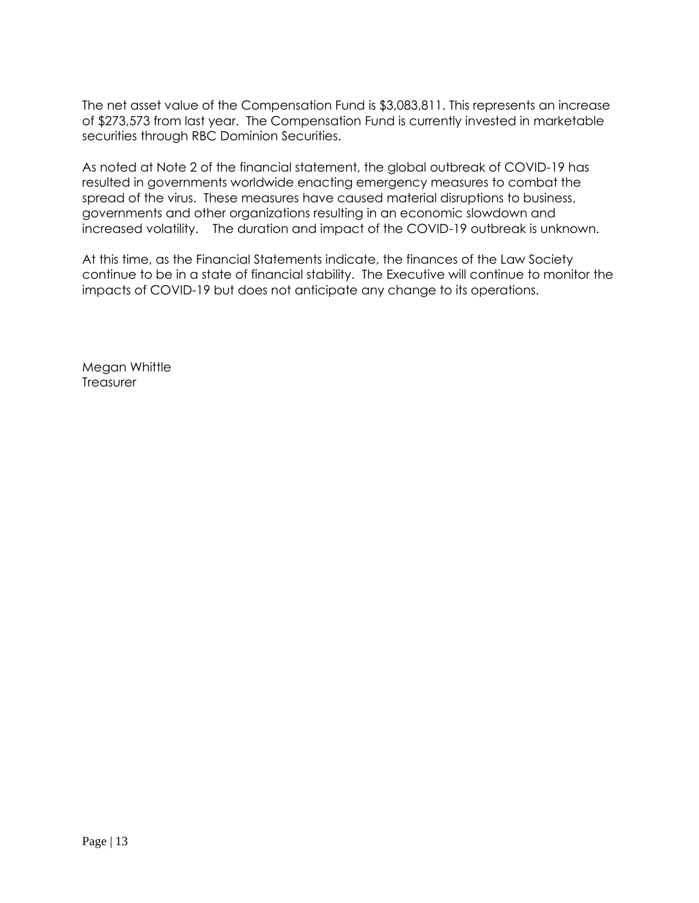The net asset value of the Compensation Fund is $3,083,811. This represents an increase of $273,573 from last year. The Compensation Fund is currently invested in marketable securities through RBC Dominion Securities.

As noted at Note 2 of the financial statement, the global outbreak of COVID-19 has resulted in governments worldwide enacting emergency measures to combat the spread of the virus. These measures have caused material disruptions to business, governments and other organizations resulting in an economic slowdown and increased volatility. The duration and impact of the COVID-19 outbreak is unknown.

At this time, as the Financial Statements indicate, the finances of the Law Society continue to be in a state of financial stability. The Executive will continue to monitor the impacts of COVID-19 but does not anticipate any change to its operations.

Megan Whittle
Treasurer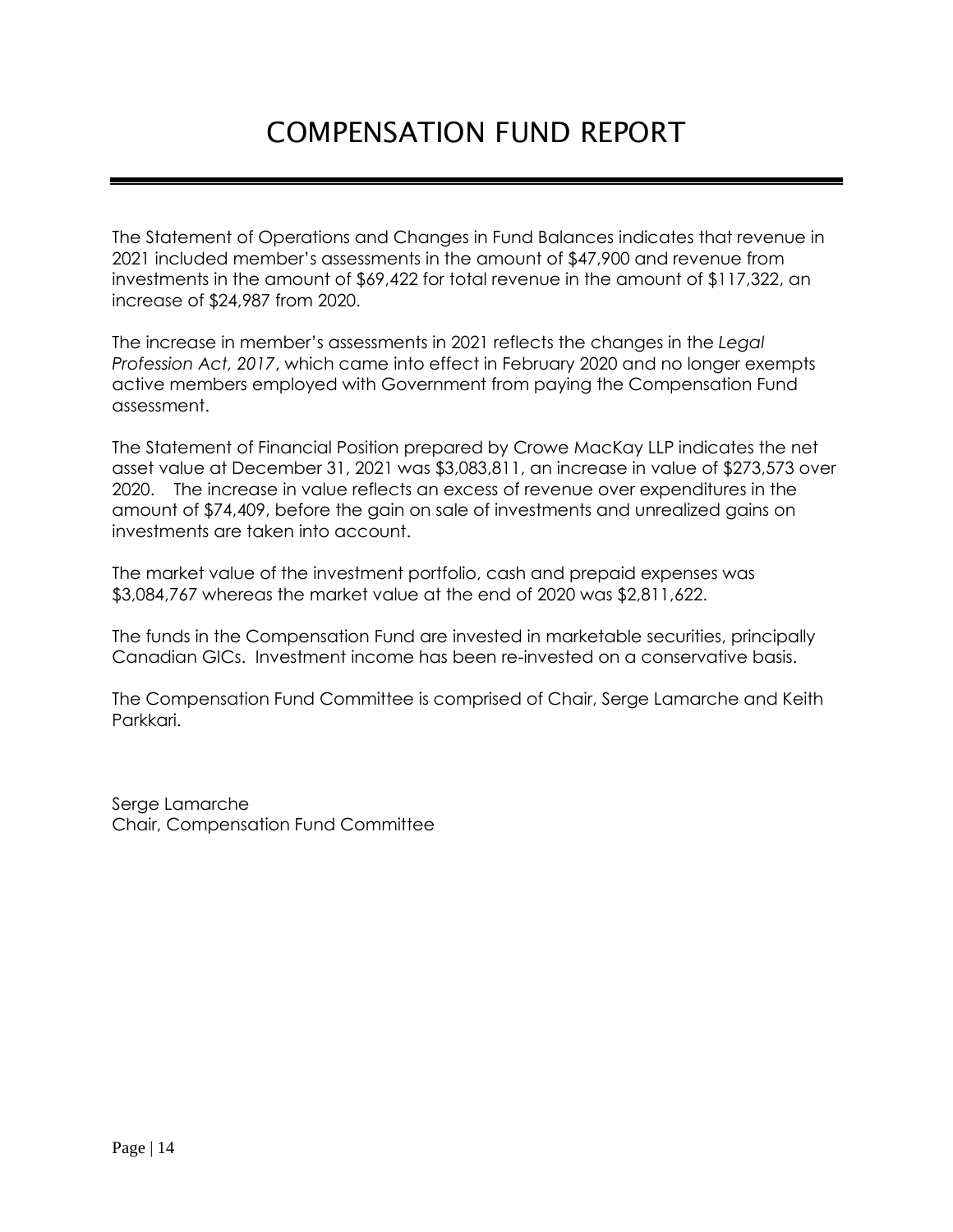# COMPENSATION FUND REPORT

The Statement of Operations and Changes in Fund Balances indicates that revenue in 2021 included member's assessments in the amount of $47,900 and revenue from investments in the amount of $69,422 for total revenue in the amount of $117,322, an increase of $24,987 from 2020.

The increase in member's assessments in 2021 reflects the changes in the *Legal Profession Act, 2017*, which came into effect in February 2020 and no longer exempts active members employed with Government from paying the Compensation Fund assessment.

The Statement of Financial Position prepared by Crowe MacKay LLP indicates the net asset value at December 31, 2021 was $3,083,811, an increase in value of $273,573 over 2020. The increase in value reflects an excess of revenue over expenditures in the amount of $74,409, before the gain on sale of investments and unrealized gains on investments are taken into account.

The market value of the investment portfolio, cash and prepaid expenses was $3,084,767 whereas the market value at the end of 2020 was $2,811,622.

The funds in the Compensation Fund are invested in marketable securities, principally Canadian GICs. Investment income has been re-invested on a conservative basis.

The Compensation Fund Committee is comprised of Chair, Serge Lamarche and Keith Parkkari.

Serge Lamarche
Chair, Compensation Fund Committee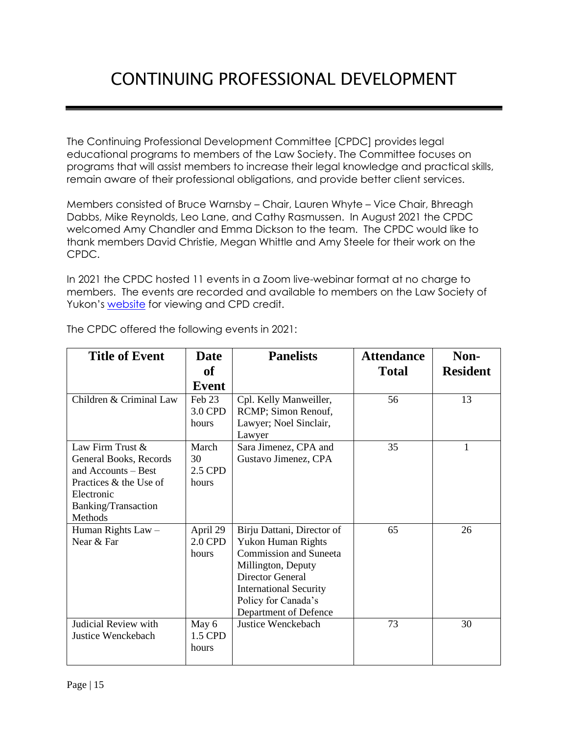# CONTINUING PROFESSIONAL DEVELOPMENT

The Continuing Professional Development Committee [CPDC] provides legal educational programs to members of the Law Society. The Committee focuses on programs that will assist members to increase their legal knowledge and practical skills, remain aware of their professional obligations, and provide better client services.

Members consisted of Bruce Warnsby – Chair, Lauren Whyte – Vice Chair, Bhreagh Dabbs, Mike Reynolds, Leo Lane, and Cathy Rasmussen. In August 2021 the CPDC welcomed Amy Chandler and Emma Dickson to the team. The CPDC would like to thank members David Christie, Megan Whittle and Amy Steele for their work on the CPDC.

In 2021 the CPDC hosted 11 events in a Zoom live-webinar format at no charge to members. The events are recorded and available to members on the Law Society of Yukon's website for viewing and CPD credit.

The CPDC offered the following events in 2021:

| Title of Event | Date of Event | Panelists | Attendance Total | Non-Resident |
|---|---|---|---|---|
| Children & Criminal Law | Feb 23 3.0 CPD hours | Cpl. Kelly Manweiller, RCMP; Simon Renouf, Lawyer; Noel Sinclair, Lawyer | 56 | 13 |
| Law Firm Trust & General Books, Records and Accounts – Best Practices & the Use of Electronic Banking/Transaction Methods | March 30 2.5 CPD hours | Sara Jimenez, CPA and Gustavo Jimenez, CPA | 35 | 1 |
| Human Rights Law – Near & Far | April 29 2.0 CPD hours | Birju Dattani, Director of Yukon Human Rights Commission and Suneeta Millington, Deputy Director General International Security Policy for Canada's Department of Defence | 65 | 26 |
| Judicial Review with Justice Wenckebach | May 6 1.5 CPD hours | Justice Wenckebach | 73 | 30 |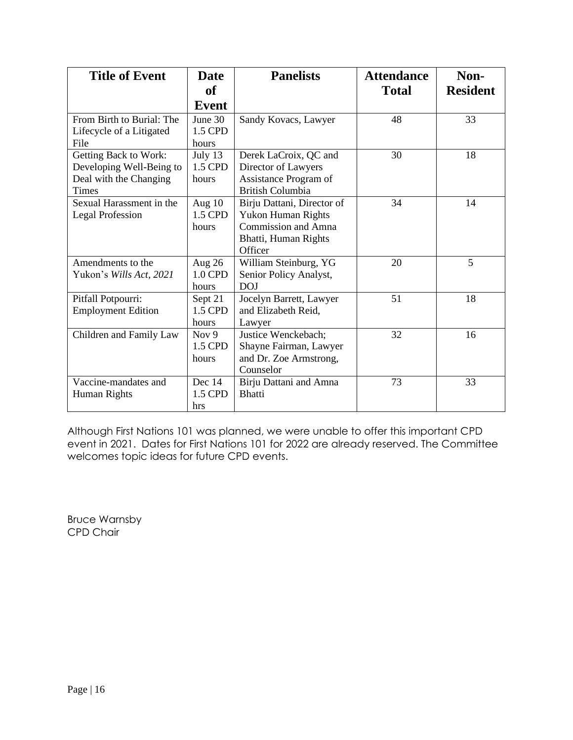| Title of Event | Date of Event | Panelists | Attendance Total | Non-Resident |
|---|---|---|---|---|
| From Birth to Burial: The Lifecycle of a Litigated File | June 30 1.5 CPD hours | Sandy Kovacs, Lawyer | 48 | 33 |
| Getting Back to Work: Developing Well-Being to Deal with the Changing Times | July 13 1.5 CPD hours | Derek LaCroix, QC and Director of Lawyers Assistance Program of British Columbia | 30 | 18 |
| Sexual Harassment in the Legal Profession | Aug 10 1.5 CPD hours | Birju Dattani, Director of Yukon Human Rights Commission and Amna Bhatti, Human Rights Officer | 34 | 14 |
| Amendments to the Yukon's *Wills Act, 2021* | Aug 26 1.0 CPD hours | William Steinburg, YG Senior Policy Analyst, DOJ | 20 | 5 |
| Pitfall Potpourri: Employment Edition | Sept 21 1.5 CPD hours | Jocelyn Barrett, Lawyer and Elizabeth Reid, Lawyer | 51 | 18 |
| Children and Family Law | Nov 9 1.5 CPD hours | Justice Wenckebach; Shayne Fairman, Lawyer and Dr. Zoe Armstrong, Counselor | 32 | 16 |
| Vaccine-mandates and Human Rights | Dec 14 1.5 CPD hrs | Birju Dattani and Amna Bhatti | 73 | 33 |

Although First Nations 101 was planned, we were unable to offer this important CPD event in 2021. Dates for First Nations 101 for 2022 are already reserved. The Committee welcomes topic ideas for future CPD events.

Bruce Warnsby
CPD Chair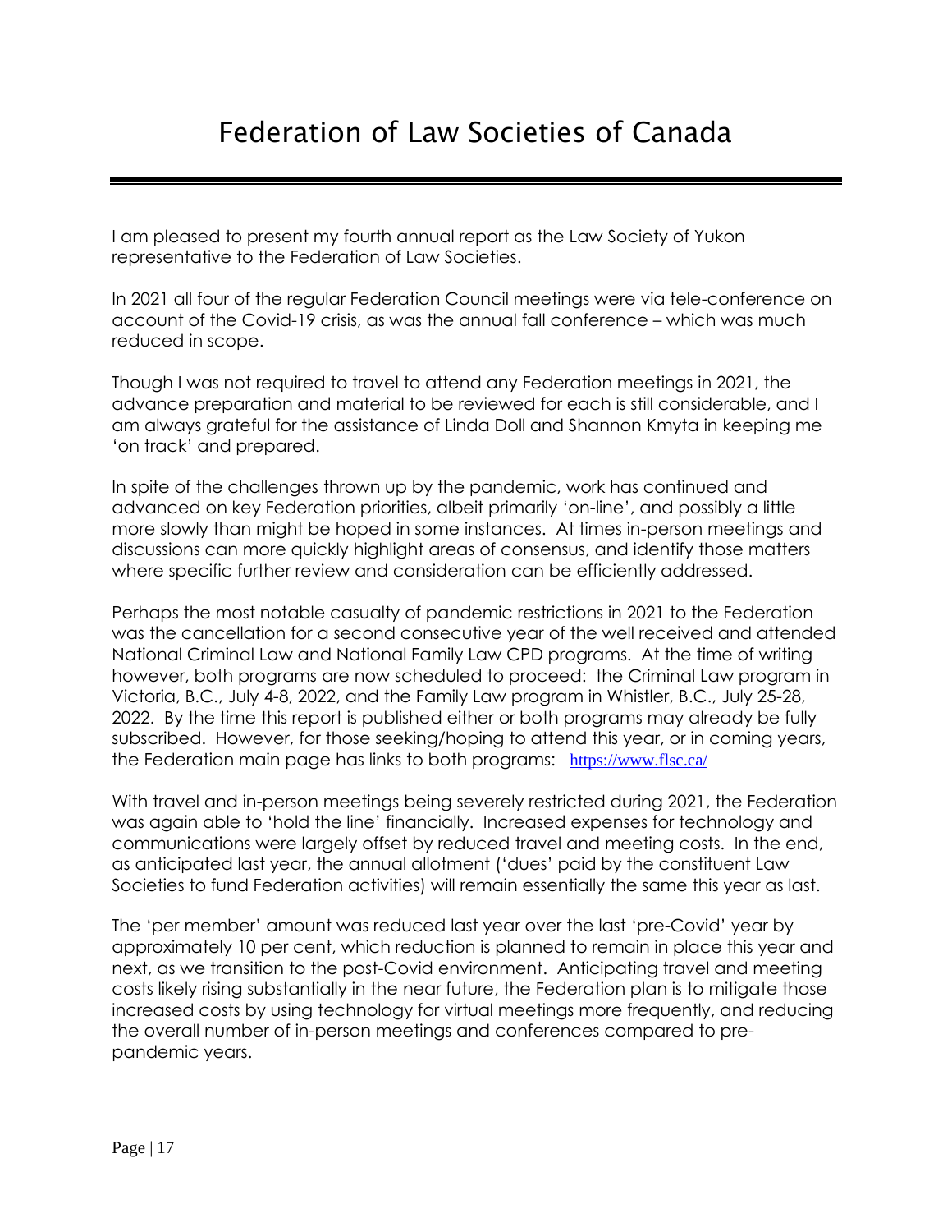# Federation of Law Societies of Canada

I am pleased to present my fourth annual report as the Law Society of Yukon representative to the Federation of Law Societies.

In 2021 all four of the regular Federation Council meetings were via tele-conference on account of the Covid-19 crisis, as was the annual fall conference – which was much reduced in scope.

Though I was not required to travel to attend any Federation meetings in 2021, the advance preparation and material to be reviewed for each is still considerable, and I am always grateful for the assistance of Linda Doll and Shannon Kmyta in keeping me 'on track' and prepared.

In spite of the challenges thrown up by the pandemic, work has continued and advanced on key Federation priorities, albeit primarily 'on-line', and possibly a little more slowly than might be hoped in some instances. At times in-person meetings and discussions can more quickly highlight areas of consensus, and identify those matters where specific further review and consideration can be efficiently addressed.

Perhaps the most notable casualty of pandemic restrictions in 2021 to the Federation was the cancellation for a second consecutive year of the well received and attended National Criminal Law and National Family Law CPD programs. At the time of writing however, both programs are now scheduled to proceed: the Criminal Law program in Victoria, B.C., July 4-8, 2022, and the Family Law program in Whistler, B.C., July 25-28, 2022. By the time this report is published either or both programs may already be fully subscribed. However, for those seeking/hoping to attend this year, or in coming years, the Federation main page has links to both programs: https://www.flsc.ca/

With travel and in-person meetings being severely restricted during 2021, the Federation was again able to 'hold the line' financially. Increased expenses for technology and communications were largely offset by reduced travel and meeting costs. In the end, as anticipated last year, the annual allotment ('dues' paid by the constituent Law Societies to fund Federation activities) will remain essentially the same this year as last.

The 'per member' amount was reduced last year over the last 'pre-Covid' year by approximately 10 per cent, which reduction is planned to remain in place this year and next, as we transition to the post-Covid environment. Anticipating travel and meeting costs likely rising substantially in the near future, the Federation plan is to mitigate those increased costs by using technology for virtual meetings more frequently, and reducing the overall number of in-person meetings and conferences compared to pre-pandemic years.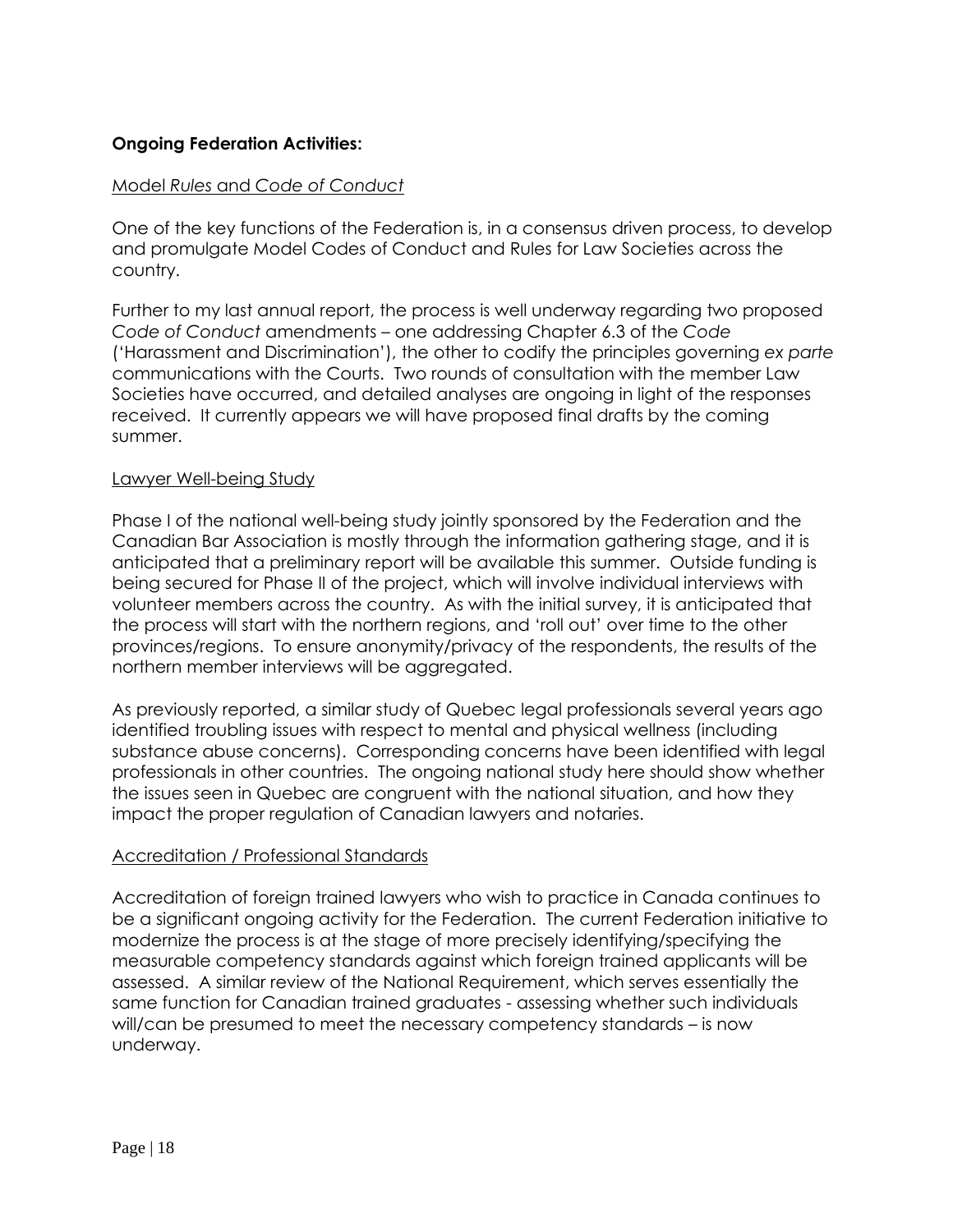**Ongoing Federation Activities:**

Model *Rules* and *Code of Conduct*

One of the key functions of the Federation is, in a consensus driven process, to develop and promulgate Model Codes of Conduct and Rules for Law Societies across the country.

Further to my last annual report, the process is well underway regarding two proposed *Code of Conduct* amendments – one addressing Chapter 6.3 of the *Code* ('Harassment and Discrimination'), the other to codify the principles governing *ex parte* communications with the Courts. Two rounds of consultation with the member Law Societies have occurred, and detailed analyses are ongoing in light of the responses received. It currently appears we will have proposed final drafts by the coming summer.

Lawyer Well-being Study

Phase I of the national well-being study jointly sponsored by the Federation and the Canadian Bar Association is mostly through the information gathering stage, and it is anticipated that a preliminary report will be available this summer. Outside funding is being secured for Phase II of the project, which will involve individual interviews with volunteer members across the country. As with the initial survey, it is anticipated that the process will start with the northern regions, and 'roll out' over time to the other provinces/regions. To ensure anonymity/privacy of the respondents, the results of the northern member interviews will be aggregated.

As previously reported, a similar study of Quebec legal professionals several years ago identified troubling issues with respect to mental and physical wellness (including substance abuse concerns). Corresponding concerns have been identified with legal professionals in other countries. The ongoing national study here should show whether the issues seen in Quebec are congruent with the national situation, and how they impact the proper regulation of Canadian lawyers and notaries.

Accreditation / Professional Standards

Accreditation of foreign trained lawyers who wish to practice in Canada continues to be a significant ongoing activity for the Federation. The current Federation initiative to modernize the process is at the stage of more precisely identifying/specifying the measurable competency standards against which foreign trained applicants will be assessed. A similar review of the National Requirement, which serves essentially the same function for Canadian trained graduates - assessing whether such individuals will/can be presumed to meet the necessary competency standards – is now underway.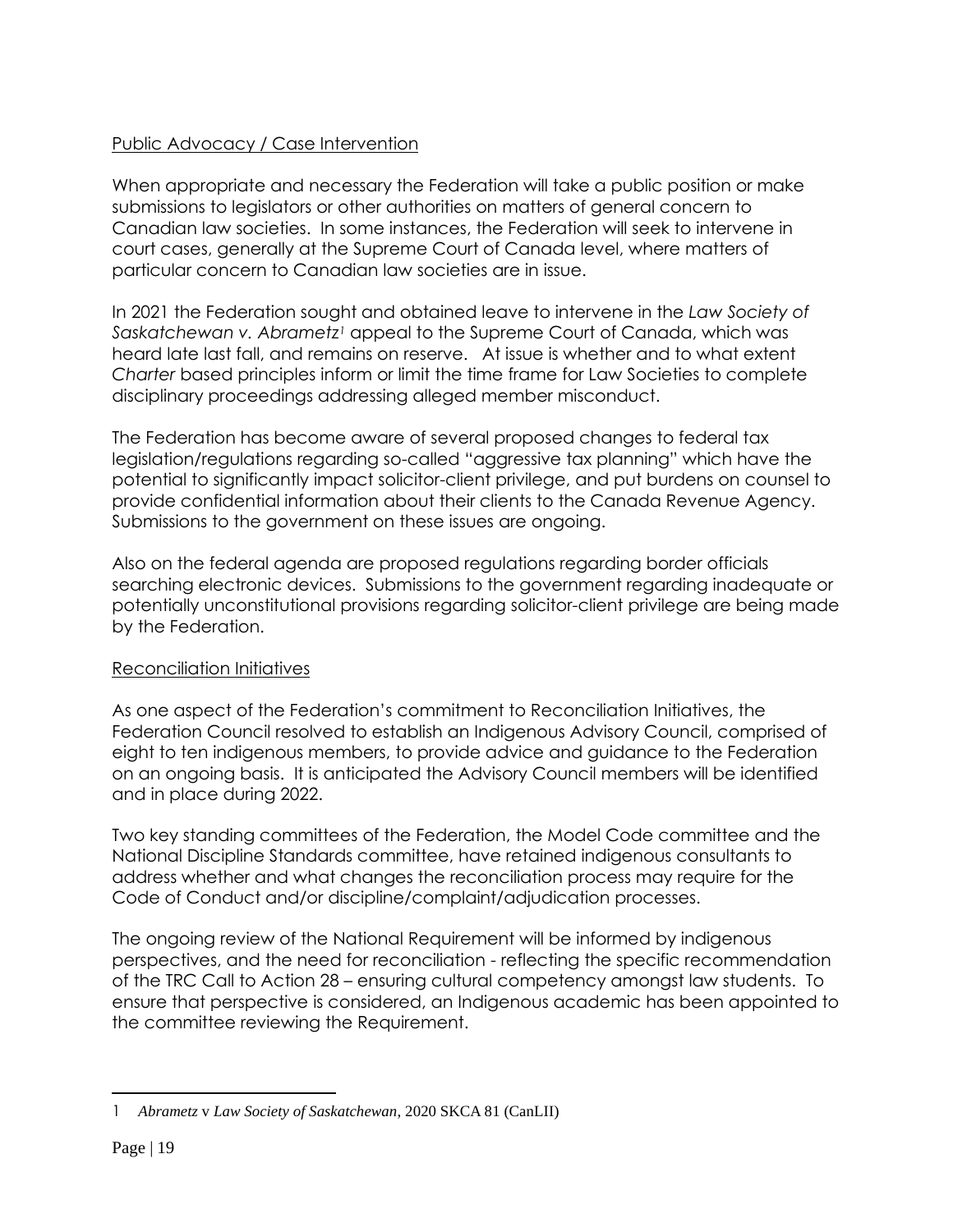Public Advocacy / Case Intervention

When appropriate and necessary the Federation will take a public position or make submissions to legislators or other authorities on matters of general concern to Canadian law societies. In some instances, the Federation will seek to intervene in court cases, generally at the Supreme Court of Canada level, where matters of particular concern to Canadian law societies are in issue.

In 2021 the Federation sought and obtained leave to intervene in the *Law Society of Saskatchewan v. Abrametz*[1] appeal to the Supreme Court of Canada, which was heard late last fall, and remains on reserve. At issue is whether and to what extent *Charter* based principles inform or limit the time frame for Law Societies to complete disciplinary proceedings addressing alleged member misconduct.

The Federation has become aware of several proposed changes to federal tax legislation/regulations regarding so-called "aggressive tax planning" which have the potential to significantly impact solicitor-client privilege, and put burdens on counsel to provide confidential information about their clients to the Canada Revenue Agency. Submissions to the government on these issues are ongoing.

Also on the federal agenda are proposed regulations regarding border officials searching electronic devices. Submissions to the government regarding inadequate or potentially unconstitutional provisions regarding solicitor-client privilege are being made by the Federation.

Reconciliation Initiatives

As one aspect of the Federation's commitment to Reconciliation Initiatives, the Federation Council resolved to establish an Indigenous Advisory Council, comprised of eight to ten indigenous members, to provide advice and guidance to the Federation on an ongoing basis. It is anticipated the Advisory Council members will be identified and in place during 2022.

Two key standing committees of the Federation, the Model Code committee and the National Discipline Standards committee, have retained indigenous consultants to address whether and what changes the reconciliation process may require for the Code of Conduct and/or discipline/complaint/adjudication processes.

The ongoing review of the National Requirement will be informed by indigenous perspectives, and the need for reconciliation - reflecting the specific recommendation of the TRC Call to Action 28 – ensuring cultural competency amongst law students. To ensure that perspective is considered, an Indigenous academic has been appointed to the committee reviewing the Requirement.

---

1 *Abrametz* v *Law Society of Saskatchewan*, 2020 SKCA 81 (CanLII)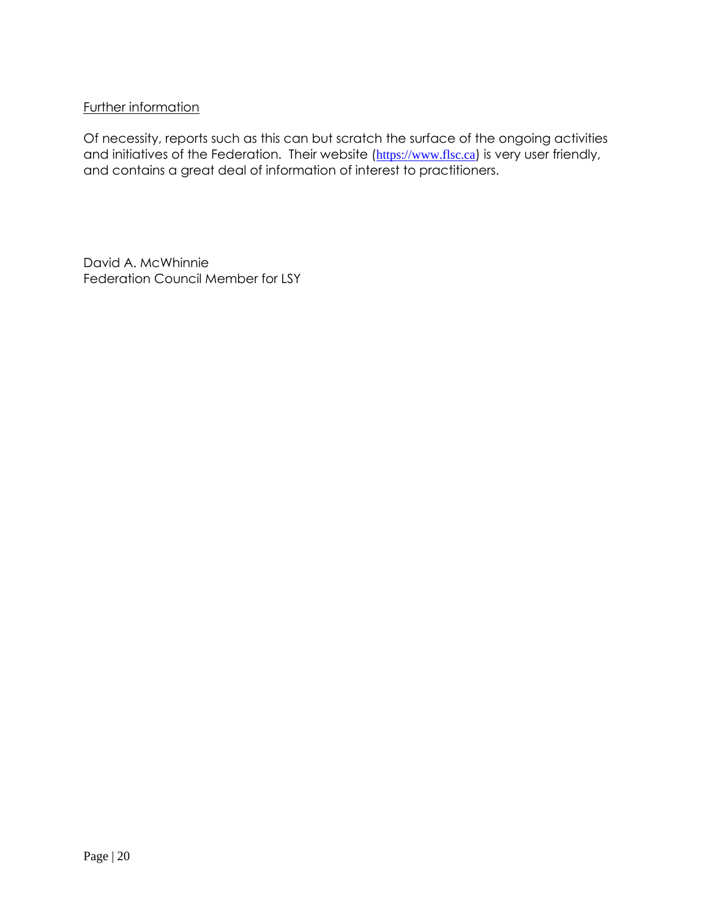<u>Further information</u>

Of necessity, reports such as this can but scratch the surface of the ongoing activities and initiatives of the Federation. Their website (https://www.flsc.ca) is very user friendly, and contains a great deal of information of interest to practitioners.

David A. McWhinnie
Federation Council Member for LSY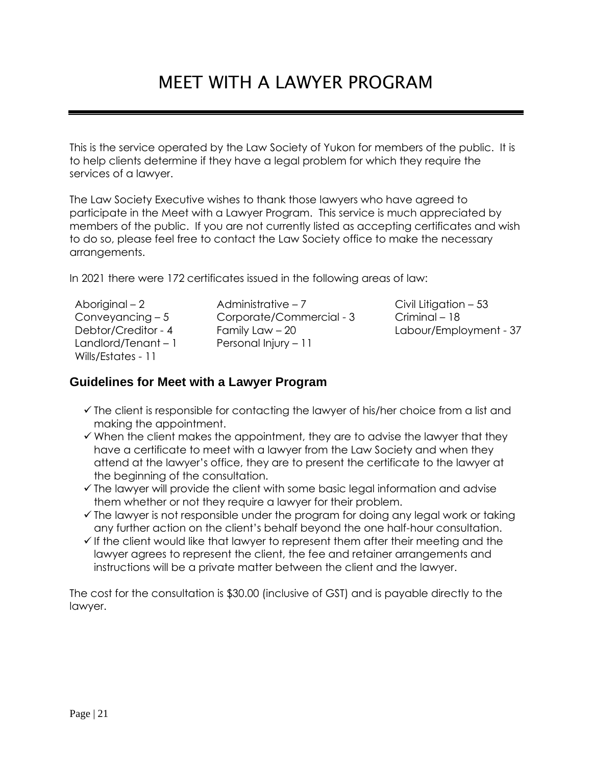# MEET WITH A LAWYER PROGRAM

This is the service operated by the Law Society of Yukon for members of the public. It is to help clients determine if they have a legal problem for which they require the services of a lawyer.

The Law Society Executive wishes to thank those lawyers who have agreed to participate in the Meet with a Lawyer Program. This service is much appreciated by members of the public. If you are not currently listed as accepting certificates and wish to do so, please feel free to contact the Law Society office to make the necessary arrangements.

In 2021 there were 172 certificates issued in the following areas of law:

- Aboriginal – 2
- Administrative – 7
- Civil Litigation – 53
- Conveyancing – 5
- Corporate/Commercial - 3
- Criminal – 18
- Debtor/Creditor - 4
- Family Law – 20
- Labour/Employment - 37
- Landlord/Tenant – 1
- Personal Injury – 11
- Wills/Estates - 11

## Guidelines for Meet with a Lawyer Program

- ✓ The client is responsible for contacting the lawyer of his/her choice from a list and making the appointment.
- ✓ When the client makes the appointment, they are to advise the lawyer that they have a certificate to meet with a lawyer from the Law Society and when they attend at the lawyer's office, they are to present the certificate to the lawyer at the beginning of the consultation.
- ✓ The lawyer will provide the client with some basic legal information and advise them whether or not they require a lawyer for their problem.
- ✓ The lawyer is not responsible under the program for doing any legal work or taking any further action on the client's behalf beyond the one half-hour consultation.
- ✓ If the client would like that lawyer to represent them after their meeting and the lawyer agrees to represent the client, the fee and retainer arrangements and instructions will be a private matter between the client and the lawyer.

The cost for the consultation is $30.00 (inclusive of GST) and is payable directly to the lawyer.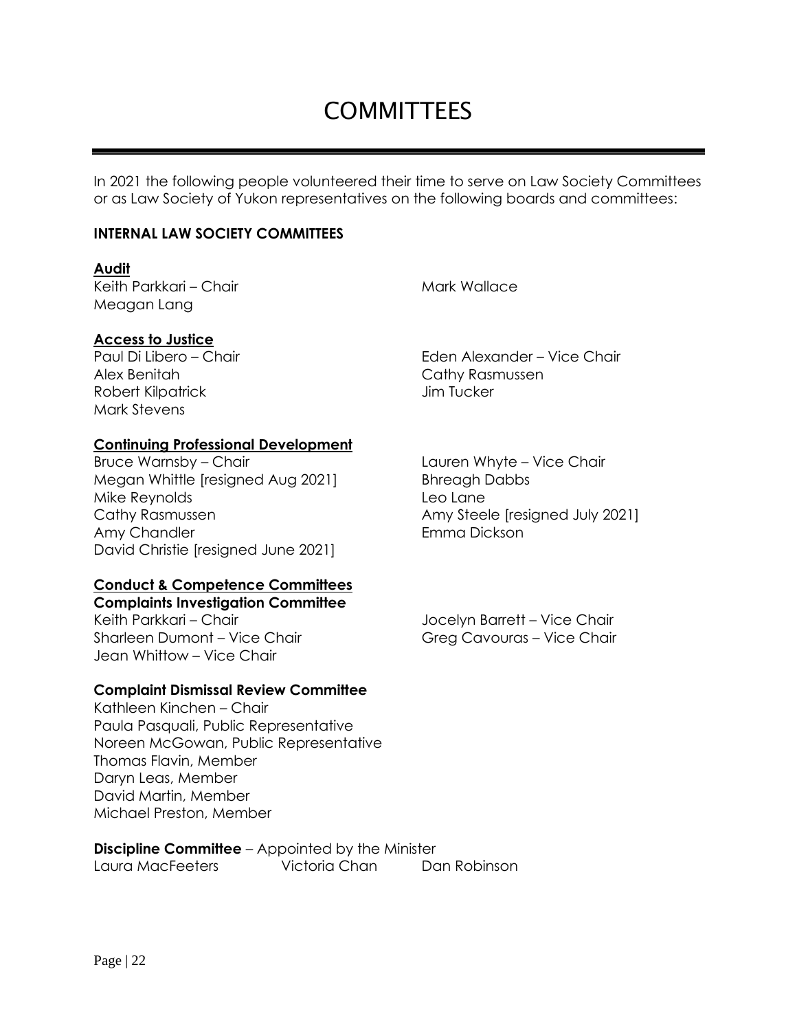# COMMITTEES

In 2021 the following people volunteered their time to serve on Law Society Committees or as Law Society of Yukon representatives on the following boards and committees:

**INTERNAL LAW SOCIETY COMMITTEES**

**Audit**

Keith Parkkari – Chair
Mark Wallace
Meagan Lang

**Access to Justice**

Paul Di Libero – Chair
Eden Alexander – Vice Chair
Alex Benitah
Cathy Rasmussen
Robert Kilpatrick
Jim Tucker
Mark Stevens

**Continuing Professional Development**

Bruce Warnsby – Chair
Lauren Whyte – Vice Chair
Megan Whittle [resigned Aug 2021]
Bhreagh Dabbs
Mike Reynolds
Leo Lane
Cathy Rasmussen
Amy Steele [resigned July 2021]
Amy Chandler
Emma Dickson
David Christie [resigned June 2021]

**Conduct & Competence Committees**

**Complaints Investigation Committee**

Keith Parkkari – Chair
Jocelyn Barrett – Vice Chair
Sharleen Dumont – Vice Chair
Greg Cavouras – Vice Chair
Jean Whittow – Vice Chair

**Complaint Dismissal Review Committee**

Kathleen Kinchen – Chair
Paula Pasquali, Public Representative
Noreen McGowan, Public Representative
Thomas Flavin, Member
Daryn Leas, Member
David Martin, Member
Michael Preston, Member

**Discipline Committee** – Appointed by the Minister

Laura MacFeeters
Victoria Chan
Dan Robinson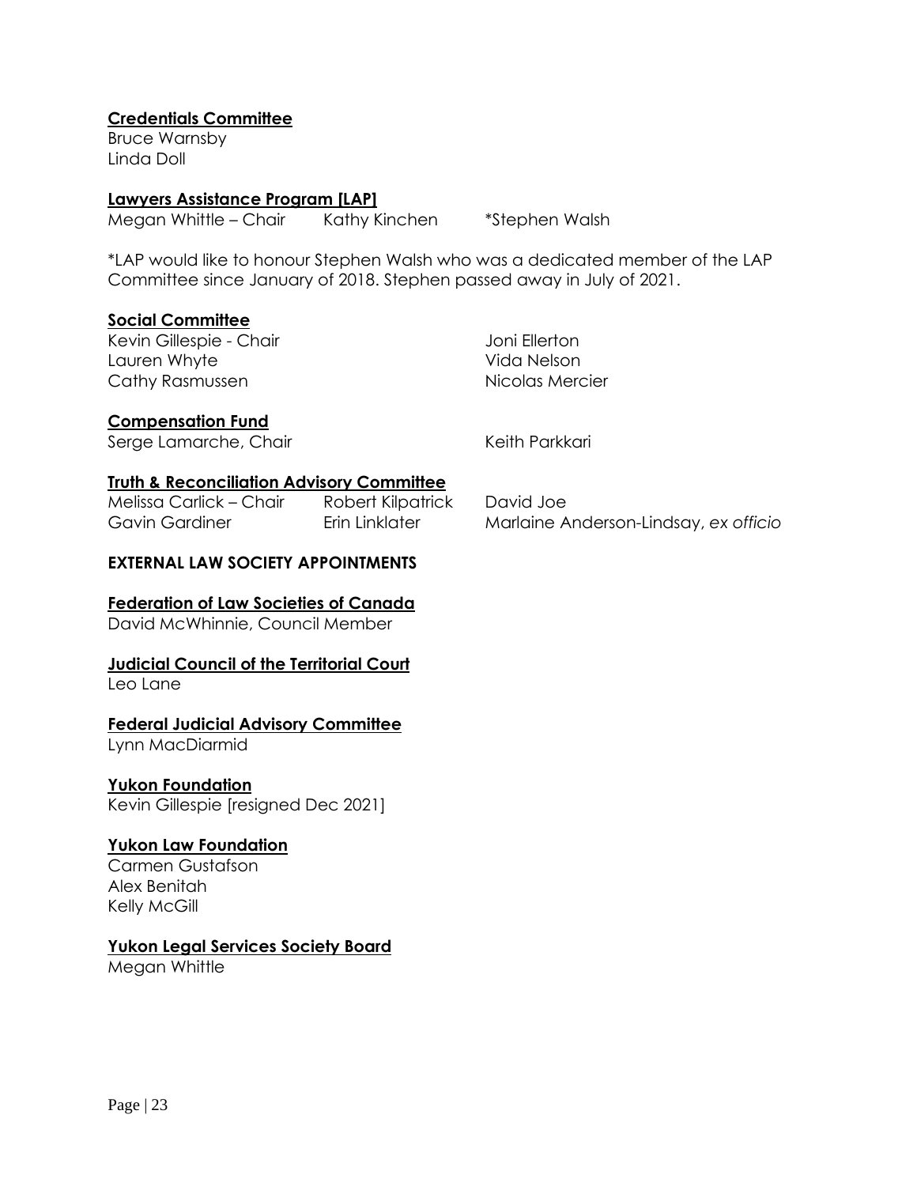**Credentials Committee**

Bruce Warnsby
Linda Doll

**Lawyers Assistance Program [LAP]**

Megan Whittle – Chair Kathy Kinchen *Stephen Walsh

*LAP would like to honour Stephen Walsh who was a dedicated member of the LAP Committee since January of 2018. Stephen passed away in July of 2021.

**Social Committee**

Kevin Gillespie - Chair
Lauren Whyte
Cathy Rasmussen
Joni Ellerton
Vida Nelson
Nicolas Mercier

**Compensation Fund**

Serge Lamarche, Chair
Keith Parkkari

**Truth & Reconciliation Advisory Committee**

Melissa Carlick – Chair
Robert Kilpatrick
David Joe
Gavin Gardiner
Erin Linklater
Marlaine Anderson-Lindsay, *ex officio*

**EXTERNAL LAW SOCIETY APPOINTMENTS**

**Federation of Law Societies of Canada**

David McWhinnie, Council Member

**Judicial Council of the Territorial Court**

Leo Lane

**Federal Judicial Advisory Committee**

Lynn MacDiarmid

**Yukon Foundation**

Kevin Gillespie [resigned Dec 2021]

**Yukon Law Foundation**

Carmen Gustafson
Alex Benitah
Kelly McGill

**Yukon Legal Services Society Board**

Megan Whittle